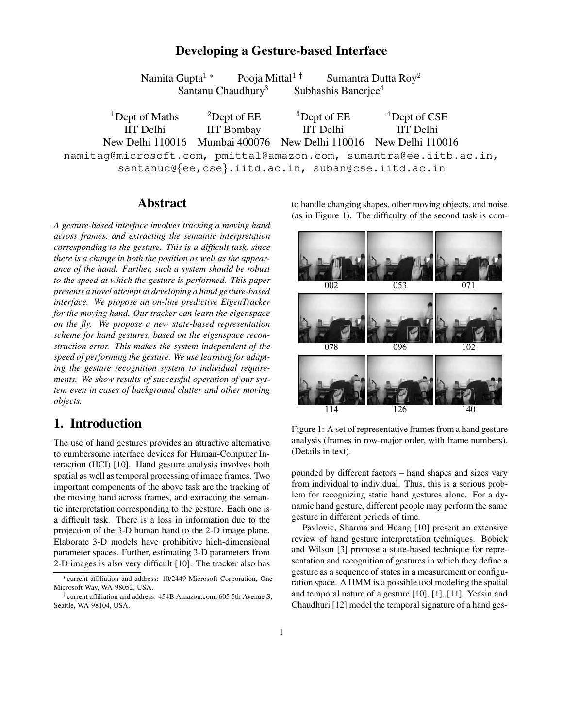# Developing a Gesture-based Interface

Namita Gupta[1] * Pooja Mittal[1] † Sumantra Dutta Roy[2]
Santanu Chaudhury[3] Subhashis Banerjee[4]

[1]Dept of Maths, IIT Delhi, New Delhi 110016
[2]Dept of EE, IIT Bombay, Mumbai 400076
[3]Dept of EE, IIT Delhi, New Delhi 110016
[4]Dept of CSE, IIT Delhi, New Delhi 110016

namitag@microsoft.com, pmittal@amazon.com, sumantra@ee.iitb.ac.in, santanuc@{ee,cse}.iitd.ac.in, suban@cse.iitd.ac.in

## Abstract

*A gesture-based interface involves tracking a moving hand across frames, and extracting the semantic interpretation corresponding to the gesture. This is a difficult task, since there is a change in both the position as well as the appearance of the hand. Further, such a system should be robust to the speed at which the gesture is performed. This paper presents a novel attempt at developing a hand gesture-based interface. We propose an on-line predictive EigenTracker for the moving hand. Our tracker can learn the eigenspace on the fly. We propose a new state-based representation scheme for hand gestures, based on the eigenspace reconstruction error. This makes the system independent of the speed of performing the gesture. We use learning for adapting the gesture recognition system to individual requirements. We show results of successful operation of our system even in cases of background clutter and other moving objects.*

## 1. Introduction

The use of hand gestures provides an attractive alternative to cumbersome interface devices for Human-Computer Interaction (HCI) [10]. Hand gesture analysis involves both spatial as well as temporal processing of image frames. Two important components of the above task are the tracking of the moving hand across frames, and extracting the semantic interpretation corresponding to the gesture. Each one is a difficult task. There is a loss in information due to the projection of the 3-D human hand to the 2-D image plane. Elaborate 3-D models have prohibitive high-dimensional parameter spaces. Further, estimating 3-D parameters from 2-D images is also very difficult [10]. The tracker also has to handle changing shapes, other moving objects, and noise (as in Figure 1). The difficulty of the second task is compounded by different factors – hand shapes and sizes vary from individual to individual. Thus, this is a serious problem for recognizing static hand gestures alone. For a dynamic hand gesture, different people may perform the same gesture in different periods of time.

002 053 071
078 096 102
114 126 140

Figure 1: A set of representative frames from a hand gesture analysis (frames in row-major order, with frame numbers). (Details in text).

Pavlovic, Sharma and Huang [10] present an extensive review of hand gesture interpretation techniques. Bobick and Wilson [3] propose a state-based technique for representation and recognition of gestures in which they define a gesture as a sequence of states in a measurement or configuration space. A HMM is a possible tool modeling the spatial and temporal nature of a gesture [10], [1], [11]. Yeasin and Chaudhuri [12] model the temporal signature of a hand ges-

*current affiliation and address: 10/2449 Microsoft Corporation, One Microsoft Way, WA-98052, USA.

†current affiliation and address: 454B Amazon.com, 605 5th Avenue S, Seattle, WA-98104, USA.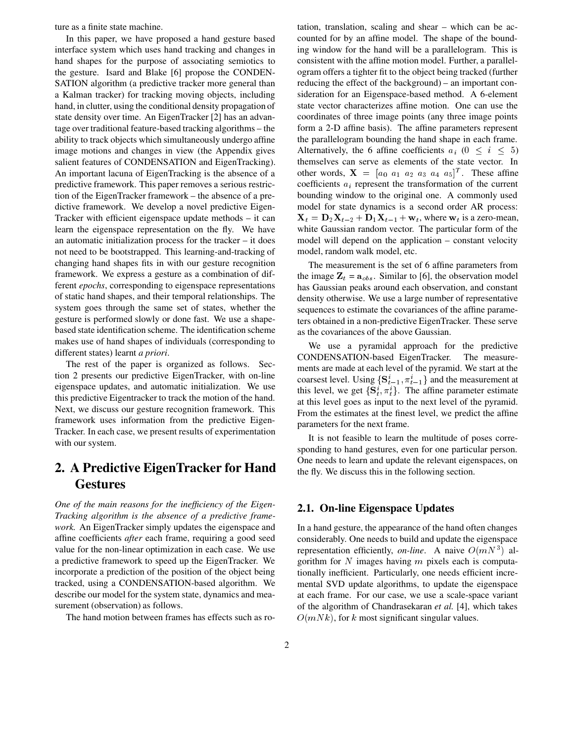ture as a finite state machine.

In this paper, we have proposed a hand gesture based interface system which uses hand tracking and changes in hand shapes for the purpose of associating semiotics to the gesture. Isard and Blake [6] propose the CONDENSATION algorithm (a predictive tracker more general than a Kalman tracker) for tracking moving objects, including hand, in clutter, using the conditional density propagation of state density over time. An EigenTracker [2] has an advantage over traditional feature-based tracking algorithms – the ability to track objects which simultaneously undergo affine image motions and changes in view (the Appendix gives salient features of CONDENSATION and EigenTracking). An important lacuna of EigenTracking is the absence of a predictive framework. This paper removes a serious restriction of the EigenTracker framework – the absence of a predictive framework. We develop a novel predictive EigenTracker with efficient eigenspace update methods – it can learn the eigenspace representation on the fly. We have an automatic initialization process for the tracker – it does not need to be bootstrapped. This learning-and-tracking of changing hand shapes fits in with our gesture recognition framework. We express a gesture as a combination of different *epochs*, corresponding to eigenspace representations of static hand shapes, and their temporal relationships. The system goes through the same set of states, whether the gesture is performed slowly or done fast. We use a shape-based state identification scheme. The identification scheme makes use of hand shapes of individuals (corresponding to different states) learnt *a priori*.

The rest of the paper is organized as follows. Section 2 presents our predictive EigenTracker, with on-line eigenspace updates, and automatic initialization. We use this predictive Eigentracker to track the motion of the hand. Next, we discuss our gesture recognition framework. This framework uses information from the predictive EigenTracker. In each case, we present results of experimentation with our system.

# 2. A Predictive EigenTracker for Hand Gestures

*One of the main reasons for the inefficiency of the EigenTracking algorithm is the absence of a predictive framework.* An EigenTracker simply updates the eigenspace and affine coefficients *after* each frame, requiring a good seed value for the non-linear optimization in each case. We use a predictive framework to speed up the EigenTracker. We incorporate a prediction of the position of the object being tracked, using a CONDENSATION-based algorithm. We describe our model for the system state, dynamics and measurement (observation) as follows.

The hand motion between frames has effects such as rotation, translation, scaling and shear – which can be accounted for by an affine model. The shape of the bounding window for the hand will be a parallelogram. This is consistent with the affine motion model. Further, a parallelogram offers a tighter fit to the object being tracked (further reducing the effect of the background) – an important consideration for an Eigenspace-based method. A 6-element state vector characterizes affine motion. One can use the coordinates of three image points (any three image points form a 2-D affine basis). The affine parameters represent the parallelogram bounding the hand shape in each frame. Alternatively, the 6 affine coefficients $a_i$ ($0 \leq i \leq 5$) themselves can serve as elements of the state vector. In other words, $\mathbf{X} = [a_0 \ a_1 \ a_2 \ a_3 \ a_4 \ a_5]^T$. These affine coefficients $a_i$ represent the transformation of the current bounding window to the original one. A commonly used model for state dynamics is a second order AR process: $\mathbf{X}_t = \mathbf{D}_2 \mathbf{X}_{t-2} + \mathbf{D}_1 \mathbf{X}_{t-1} + \mathbf{w}_t$, where $\mathbf{w}_t$ is a zero-mean, white Gaussian random vector. The particular form of the model will depend on the application – constant velocity model, random walk model, etc.

The measurement is the set of 6 affine parameters from the image $\mathbf{Z}_t = \mathbf{a}_{obs}$. Similar to [6], the observation model has Gaussian peaks around each observation, and constant density otherwise. We use a large number of representative sequences to estimate the covariances of the affine parameters obtained in a non-predictive EigenTracker. These serve as the covariances of the above Gaussian.

We use a pyramidal approach for the predictive CONDENSATION-based EigenTracker. The measurements are made at each level of the pyramid. We start at the coarsest level. Using $\{\mathbf{S}^i_{t-1}, \pi^i_{t-1}\}$ and the measurement at this level, we get $\{\mathbf{S}^i_t, \pi^i_t\}$. The affine parameter estimate at this level goes as input to the next level of the pyramid. From the estimates at the finest level, we predict the affine parameters for the next frame.

It is not feasible to learn the multitude of poses corresponding to hand gestures, even for one particular person. One needs to learn and update the relevant eigenspaces, on the fly. We discuss this in the following section.

## 2.1. On-line Eigenspace Updates

In a hand gesture, the appearance of the hand often changes considerably. One needs to build and update the eigenspace representation efficiently, *on-line*. A naive $O(mN^3)$ algorithm for $N$ images having $m$ pixels each is computationally inefficient. Particularly, one needs efficient incremental SVD update algorithms, to update the eigenspace at each frame. For our case, we use a scale-space variant of the algorithm of Chandrasekaran *et al.* [4], which takes $O(mNk)$, for $k$ most significant singular values.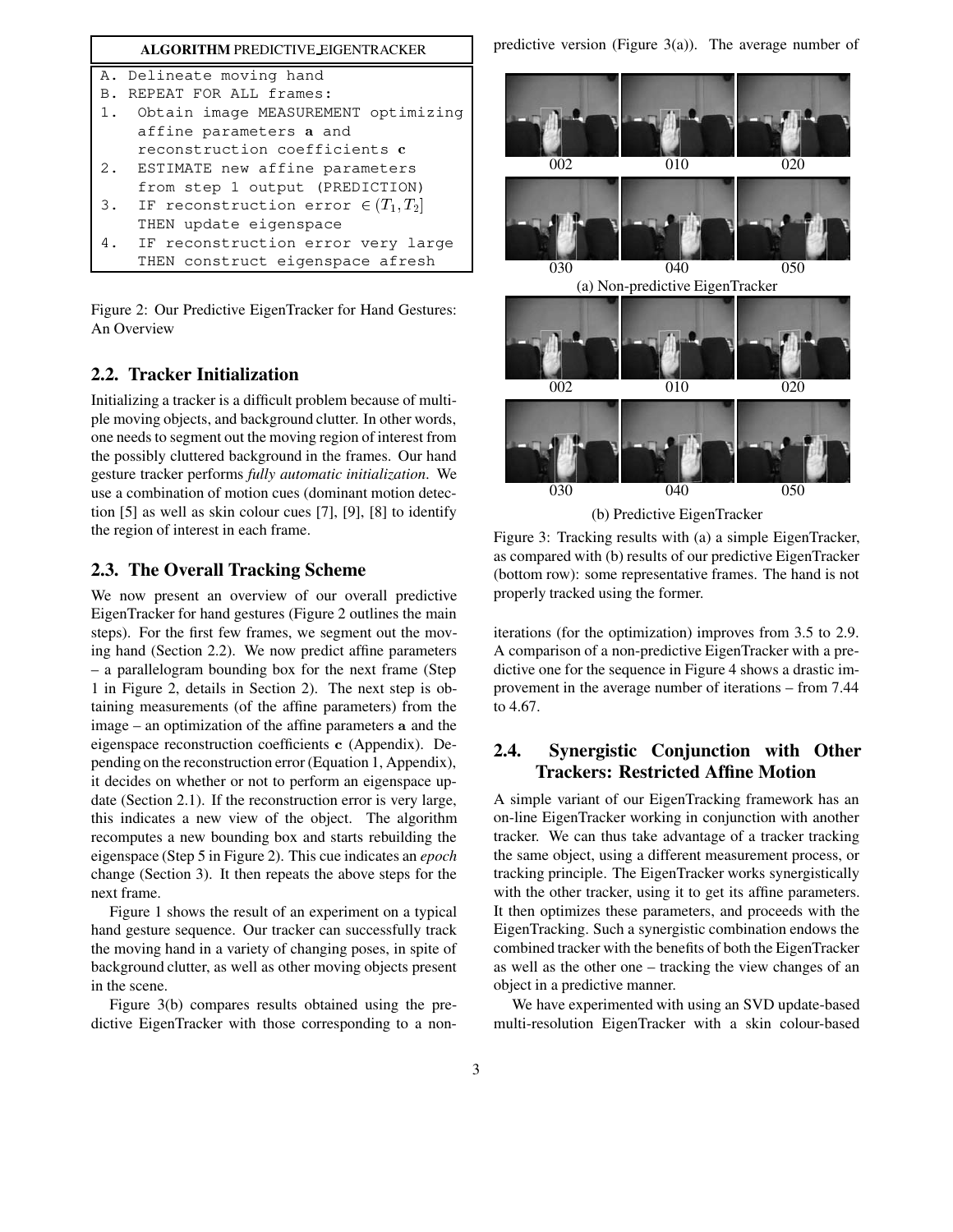**ALGORITHM** PREDICTIVE_EIGENTRACKER

```
A. Delineate moving hand
B. REPEAT FOR ALL frames:
1.  Obtain image MEASUREMENT optimizing
    affine parameters a and
    reconstruction coefficients c
2.  ESTIMATE new affine parameters
    from step 1 output (PREDICTION)
3.  IF reconstruction error ∈ (T1, T2]
    THEN update eigenspace
4.  IF reconstruction error very large
    THEN construct eigenspace afresh
```

Figure 2: Our Predictive EigenTracker for Hand Gestures: An Overview

## 2.2. Tracker Initialization

Initializing a tracker is a difficult problem because of multiple moving objects, and background clutter. In other words, one needs to segment out the moving region of interest from the possibly cluttered background in the frames. Our hand gesture tracker performs *fully automatic initialization*. We use a combination of motion cues (dominant motion detection [5] as well as skin colour cues [7], [9], [8] to identify the region of interest in each frame.

## 2.3. The Overall Tracking Scheme

We now present an overview of our overall predictive EigenTracker for hand gestures (Figure 2 outlines the main steps). For the first few frames, we segment out the moving hand (Section 2.2). We now predict affine parameters – a parallelogram bounding box for the next frame (Step 1 in Figure 2, details in Section 2). The next step is obtaining measurements (of the affine parameters) from the image – an optimization of the affine parameters $\mathbf{a}$ and the eigenspace reconstruction coefficients $\mathbf{c}$ (Appendix). Depending on the reconstruction error (Equation 1, Appendix), it decides on whether or not to perform an eigenspace update (Section 2.1). If the reconstruction error is very large, this indicates a new view of the object. The algorithm recomputes a new bounding box and starts rebuilding the eigenspace (Step 5 in Figure 2). This cue indicates an *epoch* change (Section 3). It then repeats the above steps for the next frame.

Figure 1 shows the result of an experiment on a typical hand gesture sequence. Our tracker can successfully track the moving hand in a variety of changing poses, in spite of background clutter, as well as other moving objects present in the scene.

Figure 3(b) compares results obtained using the predictive EigenTracker with those corresponding to a non-predictive version (Figure 3(a)). The average number of iterations (for the optimization) improves from 3.5 to 2.9. A comparison of a non-predictive EigenTracker with a predictive one for the sequence in Figure 4 shows a drastic improvement in the average number of iterations – from 7.44 to 4.67.

002 010 020

030 040 050

(a) Non-predictive EigenTracker

002 010 020

030 040 050

(b) Predictive EigenTracker

Figure 3: Tracking results with (a) a simple EigenTracker, as compared with (b) results of our predictive EigenTracker (bottom row): some representative frames. The hand is not properly tracked using the former.

## 2.4. Synergistic Conjunction with Other Trackers: Restricted Affine Motion

A simple variant of our EigenTracking framework has an on-line EigenTracker working in conjunction with another tracker. We can thus take advantage of a tracker tracking the same object, using a different measurement process, or tracking principle. The EigenTracker works synergistically with the other tracker, using it to get its affine parameters. It then optimizes these parameters, and proceeds with the EigenTracking. Such a synergistic combination endows the combined tracker with the benefits of both the EigenTracker as well as the other one – tracking the view changes of an object in a predictive manner.

We have experimented with using an SVD update-based multi-resolution EigenTracker with a skin colour-based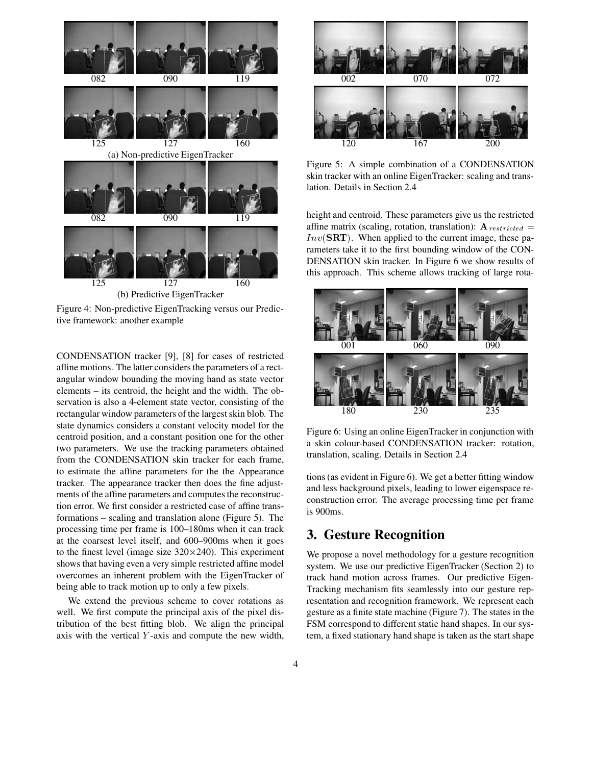082 090 119

125 127 160

(a) Non-predictive EigenTracker

082 090 119

125 127 160

(b) Predictive EigenTracker

Figure 4: Non-predictive EigenTracking versus our Predictive framework: another example

CONDENSATION tracker [9], [8] for cases of restricted affine motions. The latter considers the parameters of a rectangular window bounding the moving hand as state vector elements – its centroid, the height and the width. The observation is also a 4-element state vector, consisting of the rectangular window parameters of the largest skin blob. The state dynamics considers a constant velocity model for the centroid position, and a constant position one for the other two parameters. We use the tracking parameters obtained from the CONDENSATION skin tracker for each frame, to estimate the affine parameters for the the Appearance tracker. The appearance tracker then does the fine adjustments of the affine parameters and computes the reconstruction error. We first consider a restricted case of affine transformations – scaling and translation alone (Figure 5). The processing time per frame is 100–180ms when it can track at the coarsest level itself, and 600–900ms when it goes to the finest level (image size $320 \times 240$). This experiment shows that having even a very simple restricted affine model overcomes an inherent problem with the EigenTracker of being able to track motion up to only a few pixels.

We extend the previous scheme to cover rotations as well. We first compute the principal axis of the pixel distribution of the best fitting blob. We align the principal axis with the vertical $Y$-axis and compute the new width, height and centroid. These parameters give us the restricted affine matrix (scaling, rotation, translation): $\mathbf{A}_{restricted} = Inv(\mathbf{SRT})$. When applied to the current image, these parameters take it to the first bounding window of the CONDENSATION skin tracker. In Figure 6 we show results of this approach. This scheme allows tracking of large rotations (as evident in Figure 6). We get a better fitting window and less background pixels, leading to lower eigenspace reconstruction error. The average processing time per frame is 900ms.

002 070 072

120 167 200

Figure 5: A simple combination of a CONDENSATION skin tracker with an online EigenTracker: scaling and translation. Details in Section 2.4

001 060 090

180 230 235

Figure 6: Using an online EigenTracker in conjunction with a skin colour-based CONDENSATION tracker: rotation, translation, scaling. Details in Section 2.4

## 3. Gesture Recognition

We propose a novel methodology for a gesture recognition system. We use our predictive EigenTracker (Section 2) to track hand motion across frames. Our predictive EigenTracking mechanism fits seamlessly into our gesture representation and recognition framework. We represent each gesture as a finite state machine (Figure 7). The states in the FSM correspond to different static hand shapes. In our system, a fixed stationary hand shape is taken as the start shape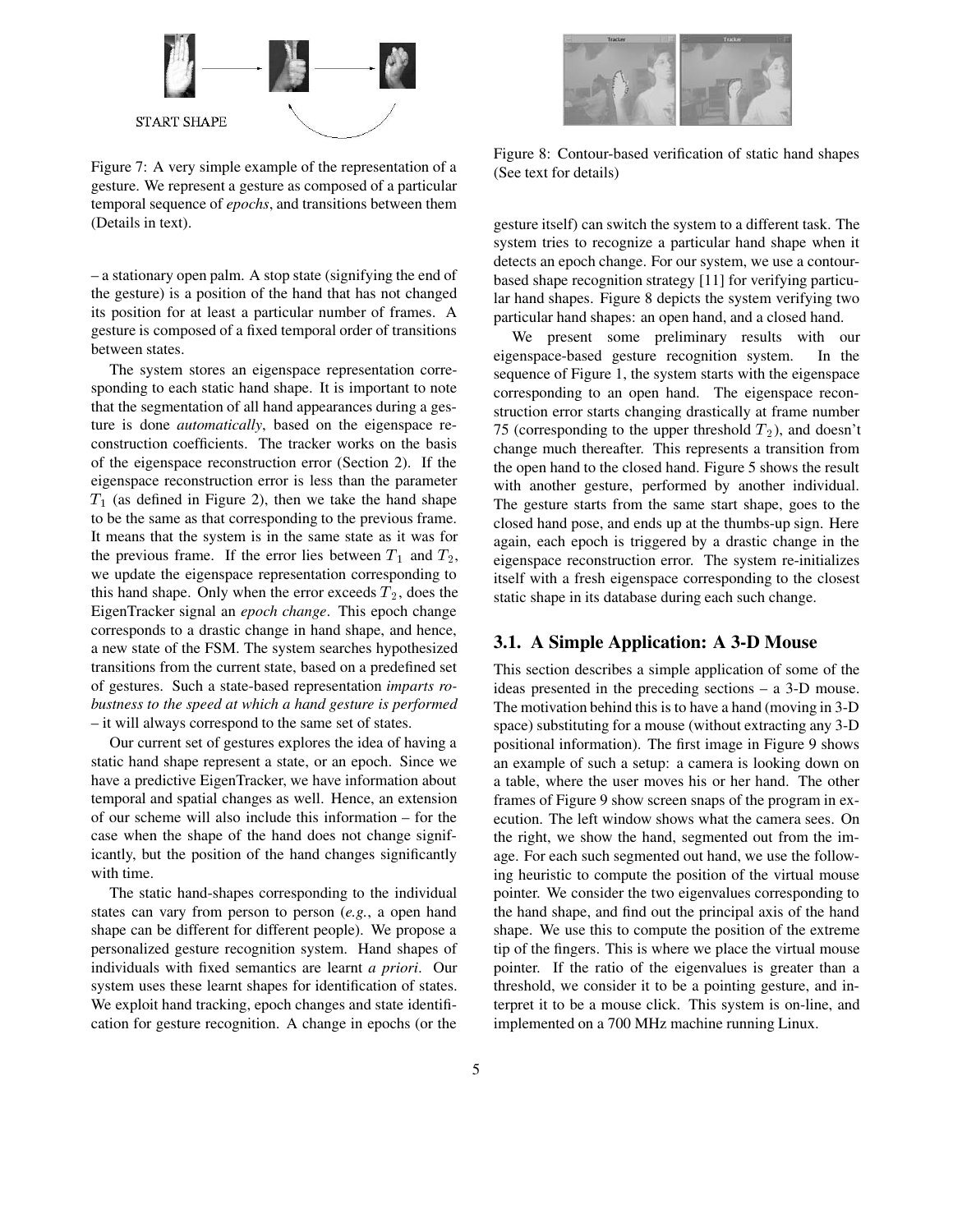START SHAPE

Figure 7: A very simple example of the representation of a gesture. We represent a gesture as composed of a particular temporal sequence of *epochs*, and transitions between them (Details in text).

– a stationary open palm. A stop state (signifying the end of the gesture) is a position of the hand that has not changed its position for at least a particular number of frames. A gesture is composed of a fixed temporal order of transitions between states.

The system stores an eigenspace representation corresponding to each static hand shape. It is important to note that the segmentation of all hand appearances during a gesture is done *automatically*, based on the eigenspace reconstruction coefficients. The tracker works on the basis of the eigenspace reconstruction error (Section 2). If the eigenspace reconstruction error is less than the parameter $T_1$ (as defined in Figure 2), then we take the hand shape to be the same as that corresponding to the previous frame. It means that the system is in the same state as it was for the previous frame. If the error lies between $T_1$ and $T_2$, we update the eigenspace representation corresponding to this hand shape. Only when the error exceeds $T_2$, does the EigenTracker signal an *epoch change*. This epoch change corresponds to a drastic change in hand shape, and hence, a new state of the FSM. The system searches hypothesized transitions from the current state, based on a predefined set of gestures. Such a state-based representation *imparts robustness to the speed at which a hand gesture is performed* – it will always correspond to the same set of states.

Our current set of gestures explores the idea of having a static hand shape represent a state, or an epoch. Since we have a predictive EigenTracker, we have information about temporal and spatial changes as well. Hence, an extension of our scheme will also include this information – for the case when the shape of the hand does not change significantly, but the position of the hand changes significantly with time.

The static hand-shapes corresponding to the individual states can vary from person to person (*e.g.*, a open hand shape can be different for different people). We propose a personalized gesture recognition system. Hand shapes of individuals with fixed semantics are learnt *a priori*. Our system uses these learnt shapes for identification of states. We exploit hand tracking, epoch changes and state identification for gesture recognition. A change in epochs (or the gesture itself) can switch the system to a different task. The system tries to recognize a particular hand shape when it detects an epoch change. For our system, we use a contour-based shape recognition strategy [11] for verifying particular hand shapes. Figure 8 depicts the system verifying two particular hand shapes: an open hand, and a closed hand.

Figure 8: Contour-based verification of static hand shapes (See text for details)

We present some preliminary results with our eigenspace-based gesture recognition system. In the sequence of Figure 1, the system starts with the eigenspace corresponding to an open hand. The eigenspace reconstruction error starts changing drastically at frame number 75 (corresponding to the upper threshold $T_2$), and doesn't change much thereafter. This represents a transition from the open hand to the closed hand. Figure 5 shows the result with another gesture, performed by another individual. The gesture starts from the same start shape, goes to the closed hand pose, and ends up at the thumbs-up sign. Here again, each epoch is triggered by a drastic change in the eigenspace reconstruction error. The system re-initializes itself with a fresh eigenspace corresponding to the closest static shape in its database during each such change.

### 3.1. A Simple Application: A 3-D Mouse

This section describes a simple application of some of the ideas presented in the preceding sections – a 3-D mouse. The motivation behind this is to have a hand (moving in 3-D space) substituting for a mouse (without extracting any 3-D positional information). The first image in Figure 9 shows an example of such a setup: a camera is looking down on a table, where the user moves his or her hand. The other frames of Figure 9 show screen snaps of the program in execution. The left window shows what the camera sees. On the right, we show the hand, segmented out from the image. For each such segmented out hand, we use the following heuristic to compute the position of the virtual mouse pointer. We consider the two eigenvalues corresponding to the hand shape, and find out the principal axis of the hand shape. We use this to compute the position of the extreme tip of the fingers. This is where we place the virtual mouse pointer. If the ratio of the eigenvalues is greater than a threshold, we consider it to be a pointing gesture, and interpret it to be a mouse click. This system is on-line, and implemented on a 700 MHz machine running Linux.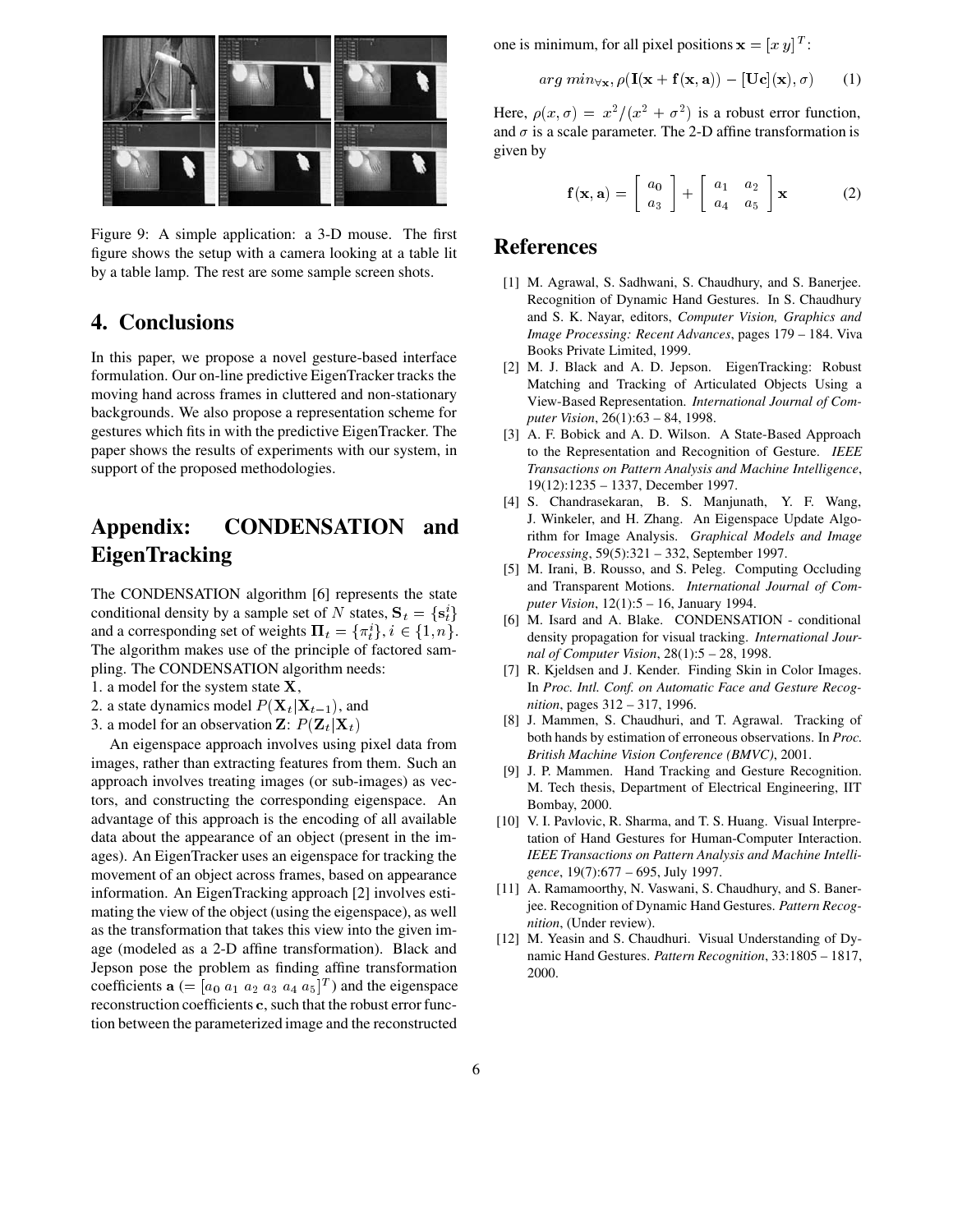Figure 9: A simple application: a 3-D mouse. The first figure shows the setup with a camera looking at a table lit by a table lamp. The rest are some sample screen shots.

## 4. Conclusions

In this paper, we propose a novel gesture-based interface formulation. Our on-line predictive EigenTracker tracks the moving hand across frames in cluttered and non-stationary backgrounds. We also propose a representation scheme for gestures which fits in with the predictive EigenTracker. The paper shows the results of experiments with our system, in support of the proposed methodologies.

## Appendix: CONDENSATION and EigenTracking

The CONDENSATION algorithm [6] represents the state conditional density by a sample set of $N$ states, $\mathbf{S}_t = \{\mathbf{s}_t^i\}$ and a corresponding set of weights $\mathbf{\Pi}_t = \{\pi_t^i\}, i \in \{1, n\}$. The algorithm makes use of the principle of factored sampling. The CONDENSATION algorithm needs:

1. a model for the system state $\mathbf{X}$,
2. a state dynamics model $P(\mathbf{X}_t|\mathbf{X}_{t-1})$, and
3. a model for an observation $\mathbf{Z}$: $P(\mathbf{Z}_t|\mathbf{X}_t)$

An eigenspace approach involves using pixel data from images, rather than extracting features from them. Such an approach involves treating images (or sub-images) as vectors, and constructing the corresponding eigenspace. An advantage of this approach is the encoding of all available data about the appearance of an object (present in the images). An EigenTracker uses an eigenspace for tracking the movement of an object across frames, based on appearance information. An EigenTracking approach [2] involves estimating the view of the object (using the eigenspace), as well as the transformation that takes this view into the given image (modeled as a 2-D affine transformation). Black and Jepson pose the problem as finding affine transformation coefficients $\mathbf{a}$ $(= [a_0\ a_1\ a_2\ a_3\ a_4\ a_5]^T)$ and the eigenspace reconstruction coefficients $\mathbf{c}$, such that the robust error function between the parameterized image and the reconstructed one is minimum, for all pixel positions $\mathbf{x} = [x\ y]^T$:

$$arg\ min_{\forall \mathbf{x}}, \rho(\mathbf{I}(\mathbf{x} + \mathbf{f}(\mathbf{x}, \mathbf{a})) - [\mathbf{Uc}](\mathbf{x}), \sigma) \qquad (1)$$

Here, $\rho(x, \sigma) = x^2/(x^2 + \sigma^2)$ is a robust error function, and $\sigma$ is a scale parameter. The 2-D affine transformation is given by

$$\mathbf{f}(\mathbf{x}, \mathbf{a}) = \begin{bmatrix} a_0 \\ a_3 \end{bmatrix} + \begin{bmatrix} a_1 & a_2 \\ a_4 & a_5 \end{bmatrix} \mathbf{x} \qquad (2)$$

## References

[1] M. Agrawal, S. Sadhwani, S. Chaudhury, and S. Banerjee. Recognition of Dynamic Hand Gestures. In S. Chaudhury and S. K. Nayar, editors, *Computer Vision, Graphics and Image Processing: Recent Advances*, pages 179 – 184. Viva Books Private Limited, 1999.

[2] M. J. Black and A. D. Jepson. EigenTracking: Robust Matching and Tracking of Articulated Objects Using a View-Based Representation. *International Journal of Computer Vision*, 26(1):63 – 84, 1998.

[3] A. F. Bobick and A. D. Wilson. A State-Based Approach to the Representation and Recognition of Gesture. *IEEE Transactions on Pattern Analysis and Machine Intelligence*, 19(12):1235 – 1337, December 1997.

[4] S. Chandrasekaran, B. S. Manjunath, Y. F. Wang, J. Winkeler, and H. Zhang. An Eigenspace Update Algorithm for Image Analysis. *Graphical Models and Image Processing*, 59(5):321 – 332, September 1997.

[5] M. Irani, B. Rousso, and S. Peleg. Computing Occluding and Transparent Motions. *International Journal of Computer Vision*, 12(1):5 – 16, January 1994.

[6] M. Isard and A. Blake. CONDENSATION - conditional density propagation for visual tracking. *International Journal of Computer Vision*, 28(1):5 – 28, 1998.

[7] R. Kjeldsen and J. Kender. Finding Skin in Color Images. In *Proc. Intl. Conf. on Automatic Face and Gesture Recognition*, pages 312 – 317, 1996.

[8] J. Mammen, S. Chaudhuri, and T. Agrawal. Tracking of both hands by estimation of erroneous observations. In *Proc. British Machine Vision Conference (BMVC)*, 2001.

[9] J. P. Mammen. Hand Tracking and Gesture Recognition. M. Tech thesis, Department of Electrical Engineering, IIT Bombay, 2000.

[10] V. I. Pavlovic, R. Sharma, and T. S. Huang. Visual Interpretation of Hand Gestures for Human-Computer Interaction. *IEEE Transactions on Pattern Analysis and Machine Intelligence*, 19(7):677 – 695, July 1997.

[11] A. Ramamoorthy, N. Vaswani, S. Chaudhury, and S. Banerjee. Recognition of Dynamic Hand Gestures. *Pattern Recognition*, (Under review).

[12] M. Yeasin and S. Chaudhuri. Visual Understanding of Dynamic Hand Gestures. *Pattern Recognition*, 33:1805 – 1817, 2000.